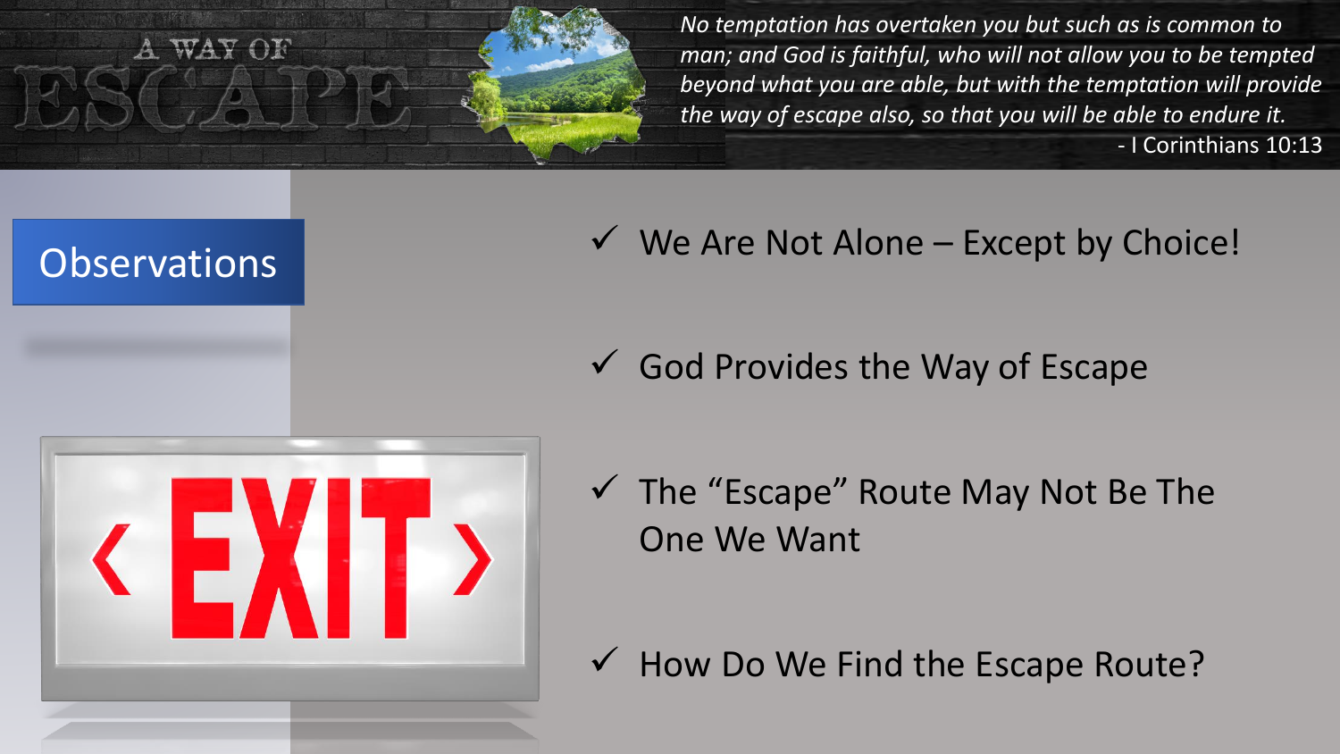# A Way of Escape

*No temptation has overtaken you but such as is common to man; and God is faithful, who will not allow you to be tempted beyond what you are able, but with the temptation will provide the way of escape also, so that you will be able to endure it.*

- I Corinthians 10:13

## Observations

EXIT

- ✓ We Are Not Alone – Except by Choice!
- ✓ God Provides the Way of Escape
- ✓ The "Escape" Route May Not Be The One We Want
- ✓ How Do We Find the Escape Route?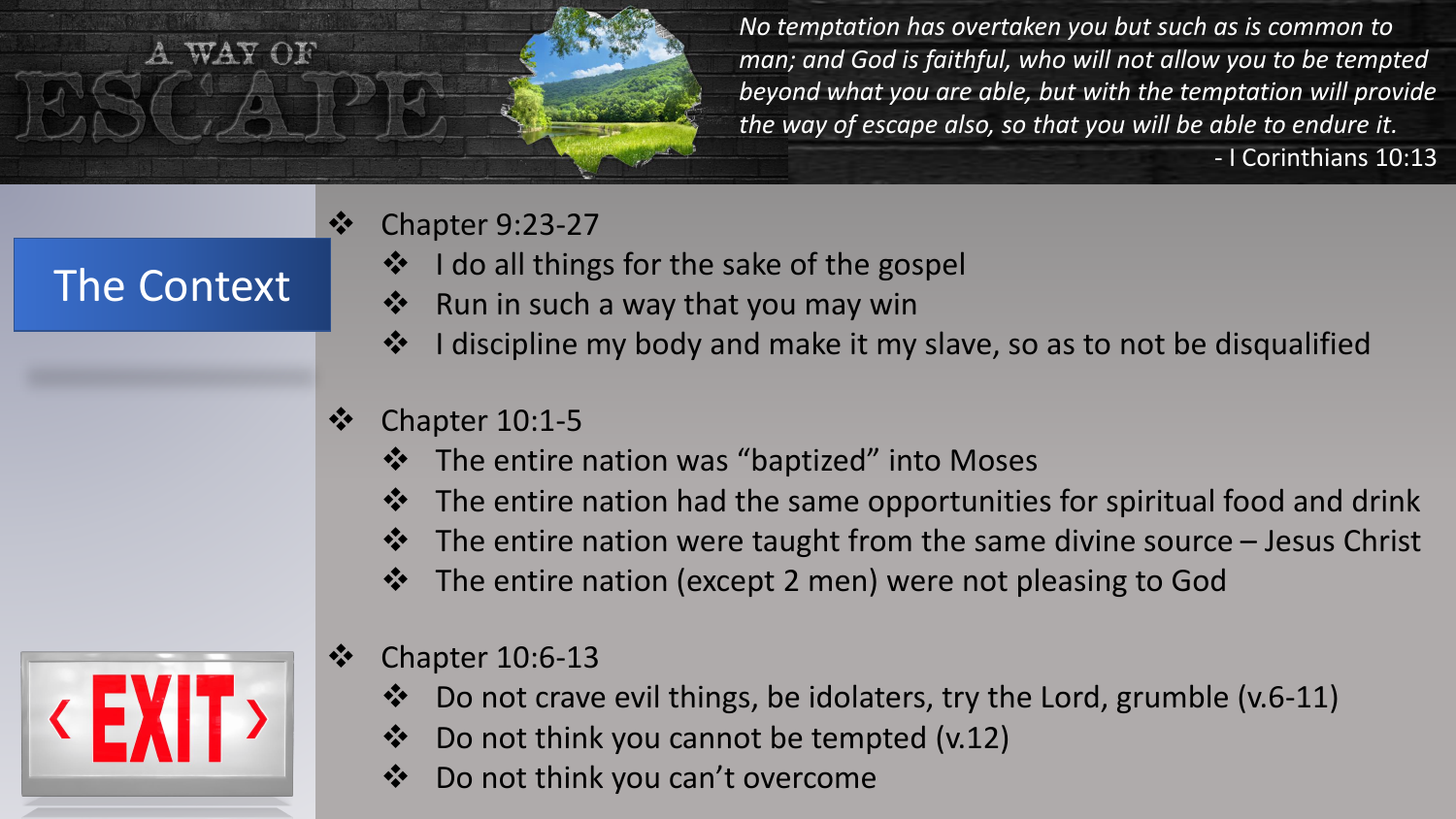# A Way of Escape

*No temptation has overtaken you but such as is common to man; and God is faithful, who will not allow you to be tempted beyond what you are able, but with the temptation will provide the way of escape also, so that you will be able to endure it.*

\- I Corinthians 10:13

## The Context

- Chapter 9:23-27
  - I do all things for the sake of the gospel
  - Run in such a way that you may win
  - I discipline my body and make it my slave, so as to not be disqualified
- Chapter 10:1-5
  - The entire nation was “baptized” into Moses
  - The entire nation had the same opportunities for spiritual food and drink
  - The entire nation were taught from the same divine source – Jesus Christ
  - The entire nation (except 2 men) were not pleasing to God
- Chapter 10:6-13
  - Do not crave evil things, be idolaters, try the Lord, grumble (v.6-11)
  - Do not think you cannot be tempted (v.12)
  - Do not think you can’t overcome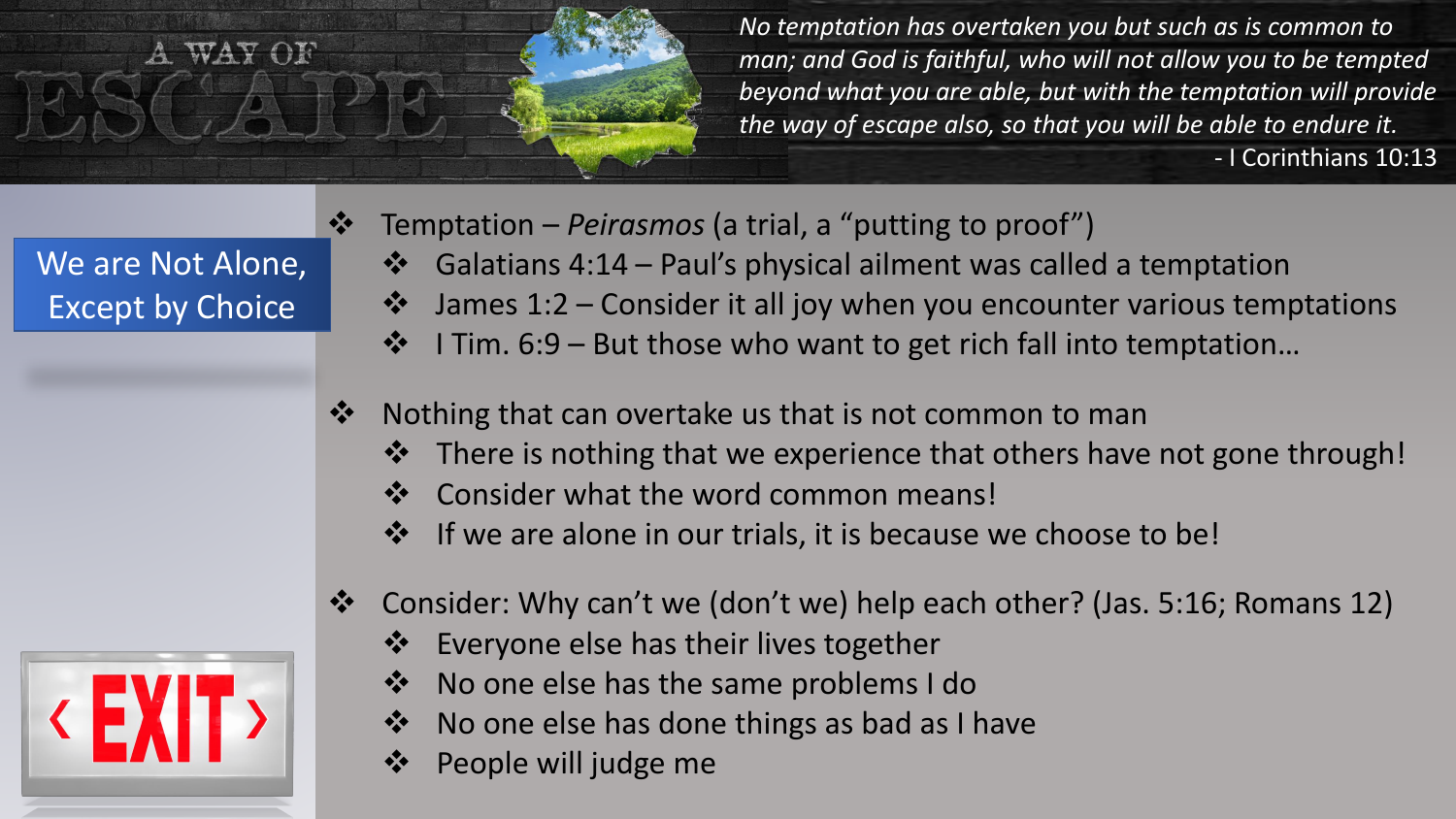# A WAY OF ESCAPE

*No temptation has overtaken you but such as is common to man; and God is faithful, who will not allow you to be tempted beyond what you are able, but with the temptation will provide the way of escape also, so that you will be able to endure it.*

- I Corinthians 10:13

## We are Not Alone, Except by Choice

- Temptation – *Peirasmos* (a trial, a "putting to proof")
  - Galatians 4:14 – Paul's physical ailment was called a temptation
  - James 1:2 – Consider it all joy when you encounter various temptations
  - I Tim. 6:9 – But those who want to get rich fall into temptation…
- Nothing that can overtake us that is not common to man
  - There is nothing that we experience that others have not gone through!
  - Consider what the word common means!
  - If we are alone in our trials, it is because we choose to be!
- Consider: Why can't we (don't we) help each other? (Jas. 5:16; Romans 12)
  - Everyone else has their lives together
  - No one else has the same problems I do
  - No one else has done things as bad as I have
  - People will judge me

‹ EXIT ›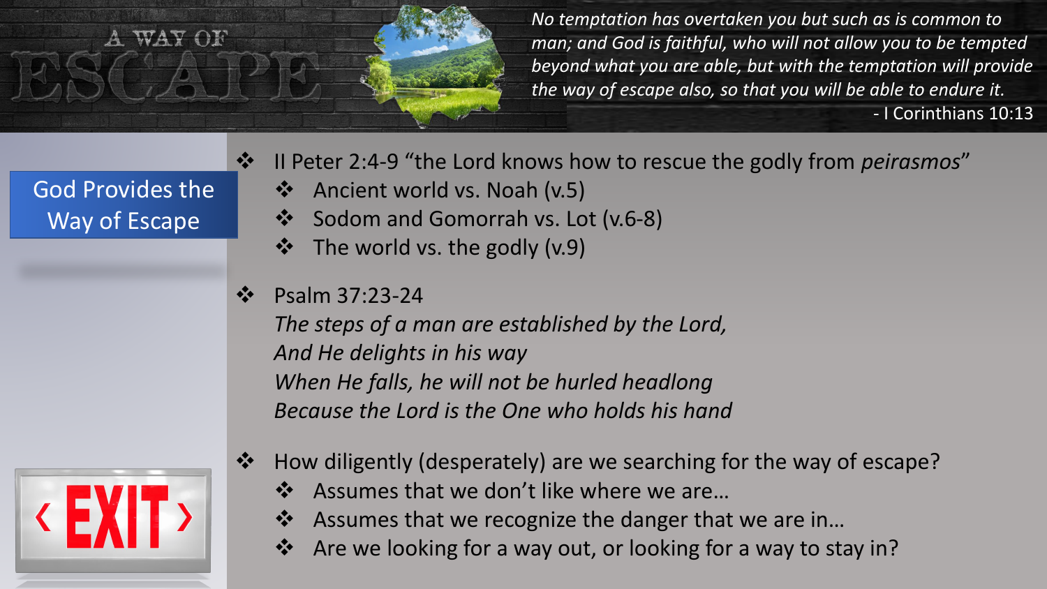# A WAY OF ESCAPE

*No temptation has overtaken you but such as is common to man; and God is faithful, who will not allow you to be tempted beyond what you are able, but with the temptation will provide the way of escape also, so that you will be able to endure it.*
- I Corinthians 10:13

## God Provides the Way of Escape

- II Peter 2:4-9 "the Lord knows how to rescue the godly from *peirasmos*"
  - Ancient world vs. Noah (v.5)
  - Sodom and Gomorrah vs. Lot (v.6-8)
  - The world vs. the godly (v.9)
- Psalm 37:23-24
  *The steps of a man are established by the Lord,*
  *And He delights in his way*
  *When He falls, he will not be hurled headlong*
  *Because the Lord is the One who holds his hand*
- How diligently (desperately) are we searching for the way of escape?
  - Assumes that we don't like where we are…
  - Assumes that we recognize the danger that we are in…
  - Are we looking for a way out, or looking for a way to stay in?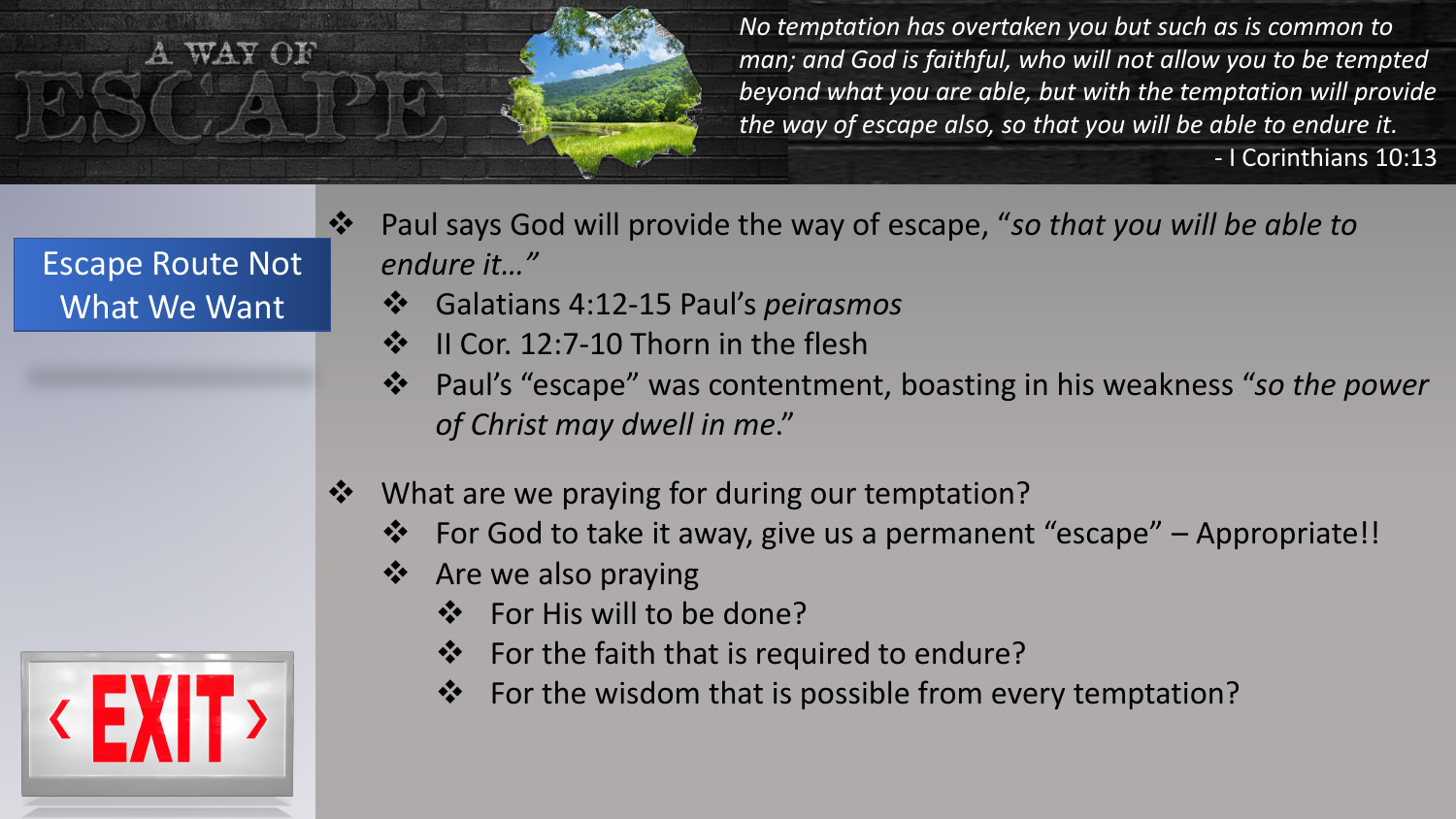# A WAY OF ESCAPE

*No temptation has overtaken you but such as is common to man; and God is faithful, who will not allow you to be tempted beyond what you are able, but with the temptation will provide the way of escape also, so that you will be able to endure it.*
- I Corinthians 10:13

## Escape Route Not What We Want

- Paul says God will provide the way of escape, "*so that you will be able to endure it…*"
  - Galatians 4:12-15 Paul's *peirasmos*
  - II Cor. 12:7-10 Thorn in the flesh
  - Paul's "escape" was contentment, boasting in his weakness "*so the power of Christ may dwell in me*."
- What are we praying for during our temptation?
  - For God to take it away, give us a permanent "escape" – Appropriate!!
  - Are we also praying
    - For His will to be done?
    - For the faith that is required to endure?
    - For the wisdom that is possible from every temptation?

EXIT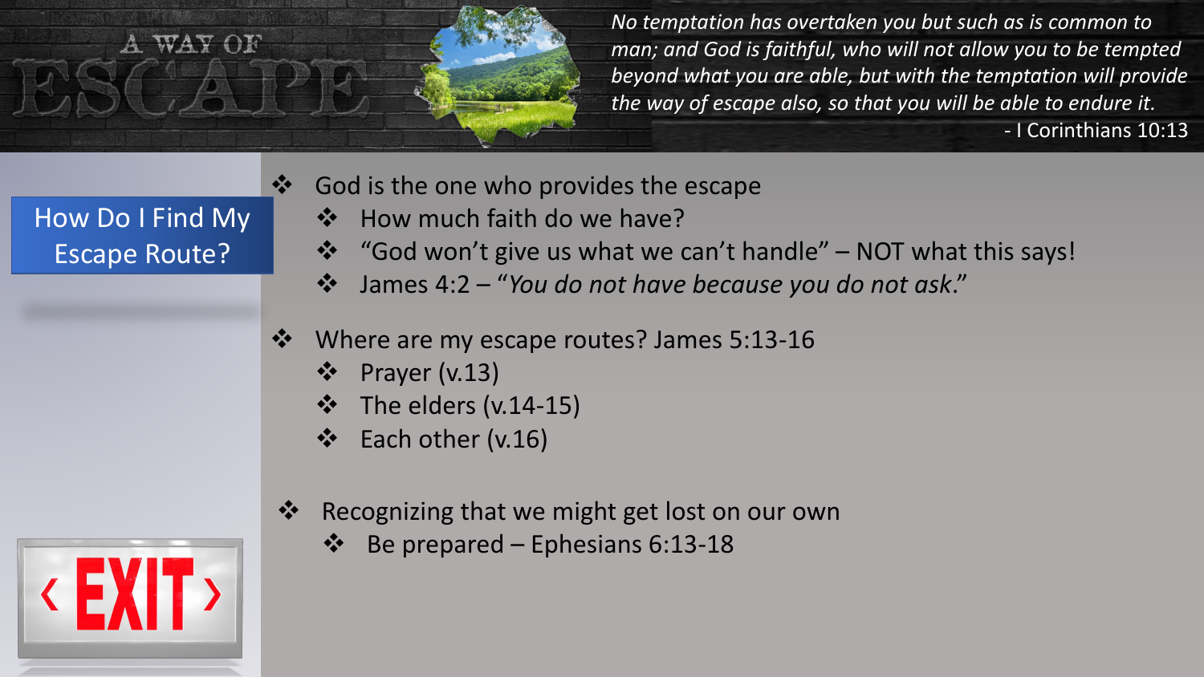# A WAY OF ESCAPE

*No temptation has overtaken you but such as is common to man; and God is faithful, who will not allow you to be tempted beyond what you are able, but with the temptation will provide the way of escape also, so that you will be able to endure it.*

- I Corinthians 10:13

## How Do I Find My Escape Route?

- God is the one who provides the escape
  - How much faith do we have?
  - "God won't give us what we can't handle" – NOT what this says!
  - James 4:2 – "*You do not have because you do not ask*."
- Where are my escape routes? James 5:13-16
  - Prayer (v.13)
  - The elders (v.14-15)
  - Each other (v.16)
- Recognizing that we might get lost on our own
  - Be prepared – Ephesians 6:13-18

‹ EXIT ›